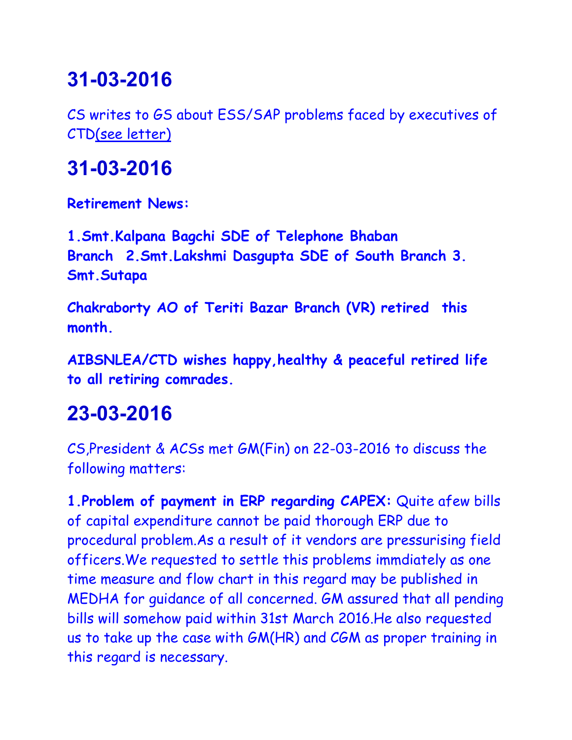# 31-03-2016

CS writes to GS about ESS/SAP problems faced by executives of CTD(see letter)

# 31-03-2016

**Retirement News:**

**1.Smt.Kalpana Bagchi SDE of Telephone Bhaban Branch 2.Smt.Lakshmi Dasgupta SDE of South Branch 3. Smt.Sutapa**

**Chakraborty AO of Teriti Bazar Branch (VR) retired this month.**

**AIBSNLEA/CTD wishes happy,healthy & peaceful retired life to all retiring comrades.**

# 23-03-2016

CS,President & ACSs met GM(Fin) on 22-03-2016 to discuss the following matters:

**1.Problem of payment in ERP regarding CAPEX:** Quite afew bills of capital expenditure cannot be paid thorough ERP due to procedural problem.As a result of it vendors are pressurising field officers.We requested to settle this problems immdiately as one time measure and flow chart in this regard may be published in MEDHA for guidance of all concerned. GM assured that all pending bills will somehow paid within 31st March 2016.He also requested us to take up the case with GM(HR) and CGM as proper training in this regard is necessary.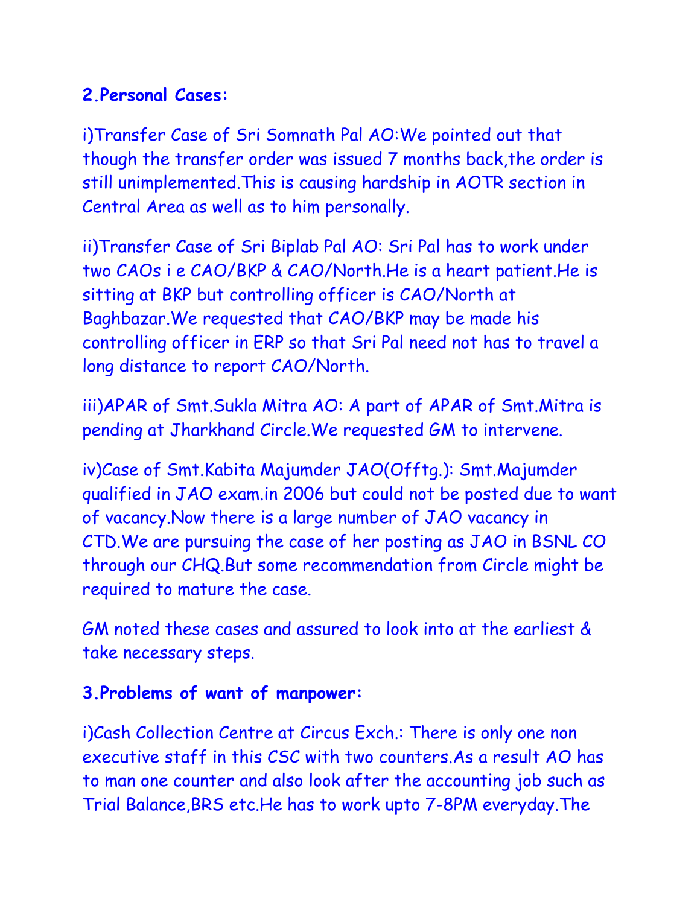**2.Personal Cases:**

i)Transfer Case of Sri Somnath Pal AO:We pointed out that though the transfer order was issued 7 months back,the order is still unimplemented.This is causing hardship in AOTR section in Central Area as well as to him personally.

ii)Transfer Case of Sri Biplab Pal AO: Sri Pal has to work under two CAOs i e CAO/BKP & CAO/North.He is a heart patient.He is sitting at BKP but controlling officer is CAO/North at Baghbazar.We requested that CAO/BKP may be made his controlling officer in ERP so that Sri Pal need not has to travel a long distance to report CAO/North.

iii)APAR of Smt.Sukla Mitra AO: A part of APAR of Smt.Mitra is pending at Jharkhand Circle.We requested GM to intervene.

iv)Case of Smt.Kabita Majumder JAO(Offtg.): Smt.Majumder qualified in JAO exam.in 2006 but could not be posted due to want of vacancy.Now there is a large number of JAO vacancy in CTD.We are pursuing the case of her posting as JAO in BSNL CO through our CHQ.But some recommendation from Circle might be required to mature the case.

GM noted these cases and assured to look into at the earliest & take necessary steps.

**3.Problems of want of manpower:**

i)Cash Collection Centre at Circus Exch.: There is only one non executive staff in this CSC with two counters.As a result AO has to man one counter and also look after the accounting job such as Trial Balance,BRS etc.He has to work upto 7-8PM everyday.The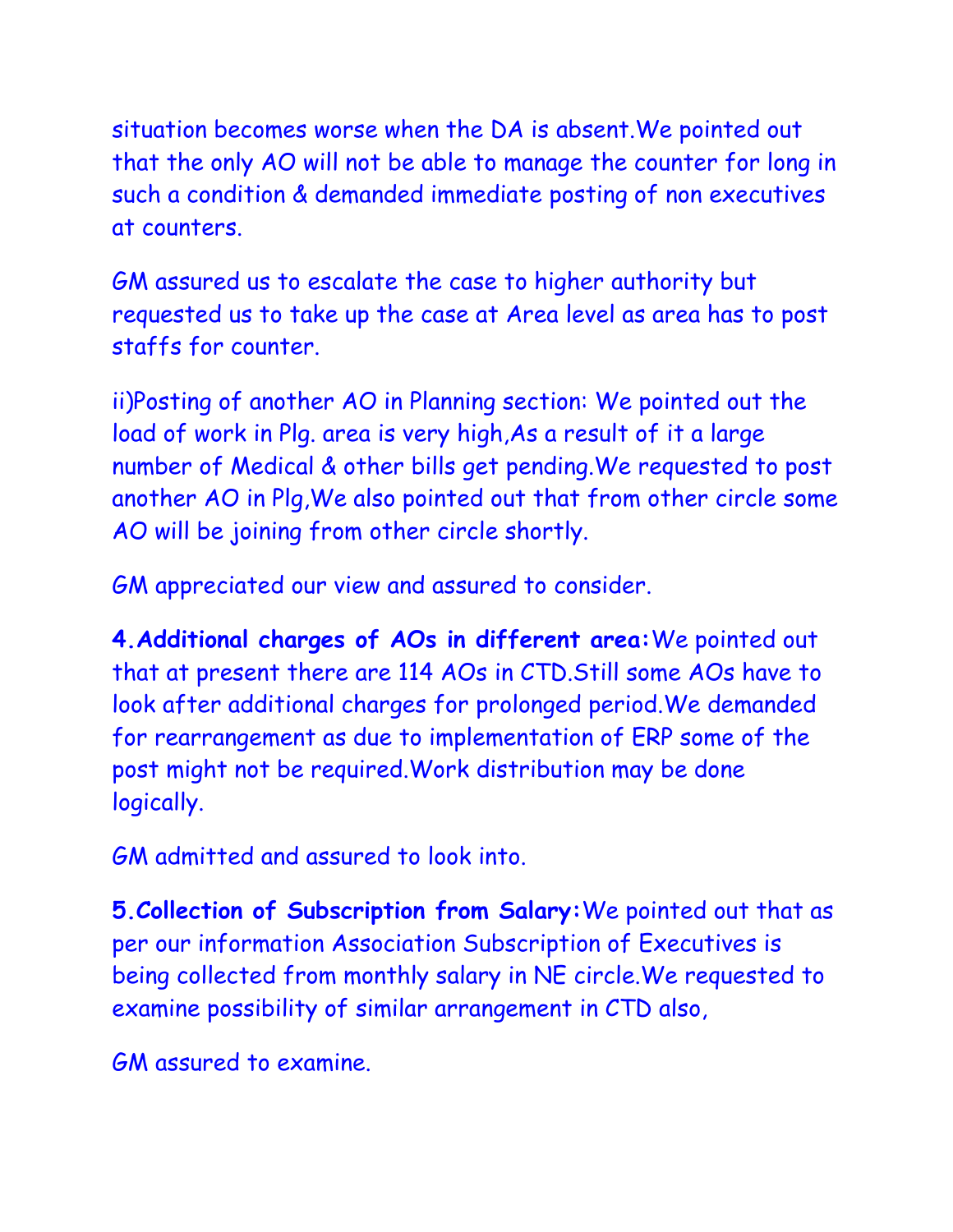situation becomes worse when the DA is absent.We pointed out that the only AO will not be able to manage the counter for long in such a condition & demanded immediate posting of non executives at counters.

GM assured us to escalate the case to higher authority but requested us to take up the case at Area level as area has to post staffs for counter.

ii)Posting of another AO in Planning section: We pointed out the load of work in Plg. area is very high,As a result of it a large number of Medical & other bills get pending.We requested to post another AO in Plg,We also pointed out that from other circle some AO will be joining from other circle shortly.

GM appreciated our view and assured to consider.

**4.Additional charges of AOs in different area:**We pointed out that at present there are 114 AOs in CTD.Still some AOs have to look after additional charges for prolonged period.We demanded for rearrangement as due to implementation of ERP some of the post might not be required.Work distribution may be done logically.

GM admitted and assured to look into.

**5.Collection of Subscription from Salary:**We pointed out that as per our information Association Subscription of Executives is being collected from monthly salary in NE circle.We requested to examine possibility of similar arrangement in CTD also,

GM assured to examine.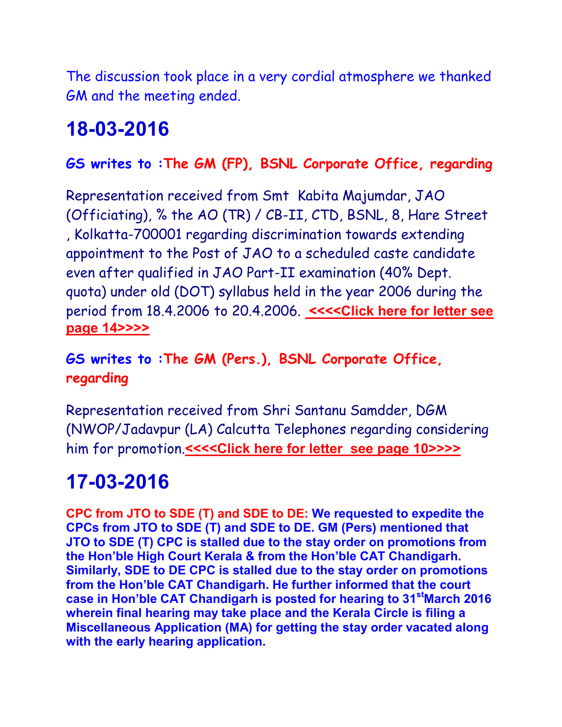The discussion took place in a very cordial atmosphere we thanked GM and the meeting ended.

# 18-03-2016

**GS writes to :The GM (FP), BSNL Corporate Office, regarding**

Representation received from Smt Kabita Majumdar, JAO (Officiating), % the AO (TR) / CB-II, CTD, BSNL, 8, Hare Street , Kolkatta-700001 regarding discrimination towards extending appointment to the Post of JAO to a scheduled caste candidate even after qualified in JAO Part-II examination (40% Dept. quota) under old (DOT) syllabus held in the year 2006 during the period from 18.4.2006 to 20.4.2006. **<<<<Click here for letter see page 14>>>>**

**GS writes to :The GM (Pers.), BSNL Corporate Office, regarding**

Representation received from Shri Santanu Samdder, DGM (NWOP/Jadavpur (LA) Calcutta Telephones regarding considering him for promotion.**<<<<Click here for letter see page 10>>>>**

# 17-03-2016

**CPC from JTO to SDE (T) and SDE to DE: We requested to expedite the CPCs from JTO to SDE (T) and SDE to DE. GM (Pers) mentioned that JTO to SDE (T) CPC is stalled due to the stay order on promotions from the Hon'ble High Court Kerala & from the Hon'ble CAT Chandigarh. Similarly, SDE to DE CPC is stalled due to the stay order on promotions from the Hon'ble CAT Chandigarh. He further informed that the court case in Hon'ble CAT Chandigarh is posted for hearing to 31st March 2016 wherein final hearing may take place and the Kerala Circle is filing a Miscellaneous Application (MA) for getting the stay order vacated along with the early hearing application.**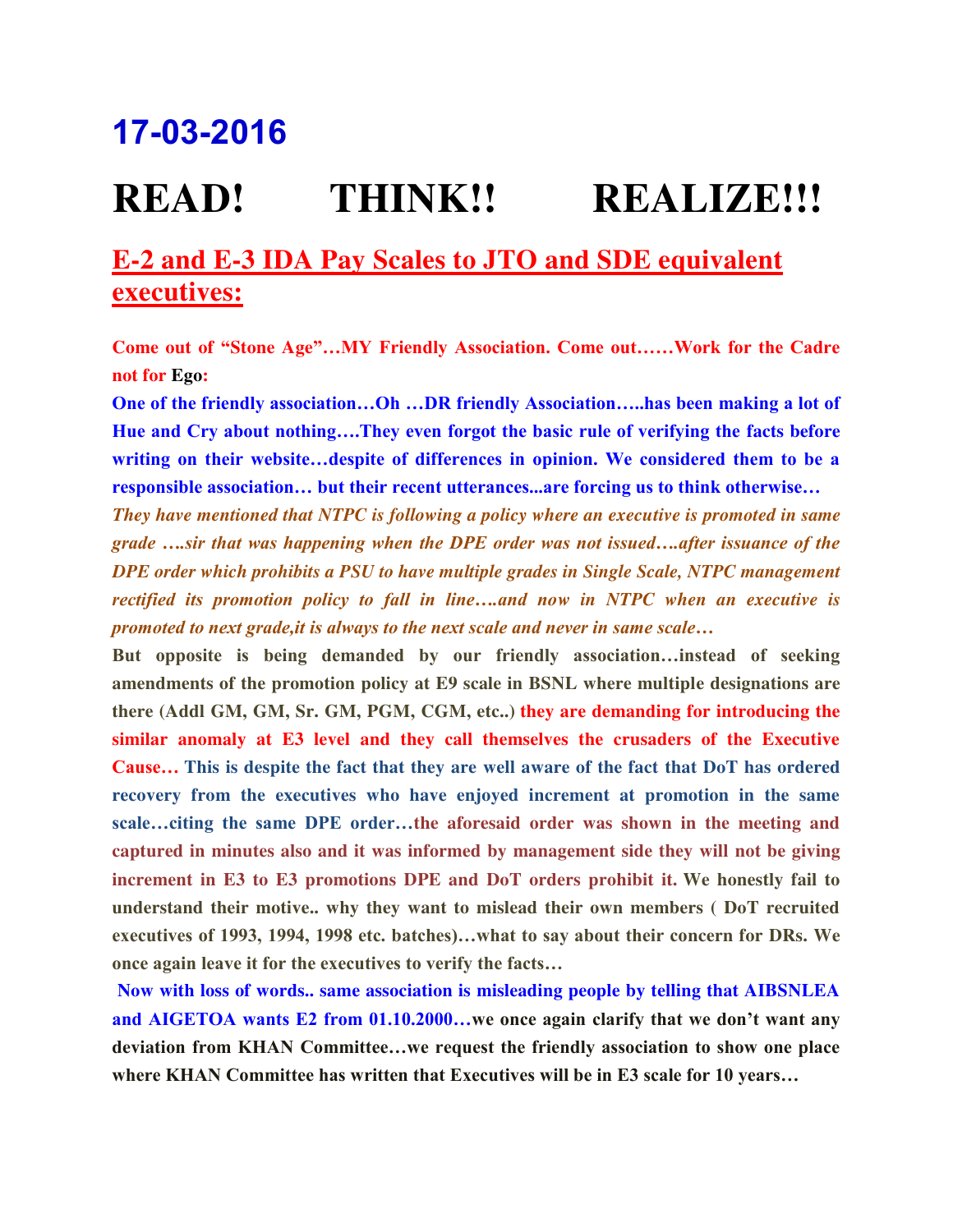# 17-03-2016

# READ! THINK!! REALIZE!!!

## E-2 and E-3 IDA Pay Scales to JTO and SDE equivalent executives:

**Come out of "Stone Age"…MY Friendly Association. Come out……Work for the Cadre not for Ego:**

**One of the friendly association…Oh …DR friendly Association…..has been making a lot of Hue and Cry about nothing….They even forgot the basic rule of verifying the facts before writing on their website…despite of differences in opinion. We considered them to be a responsible association… but their recent utterances...are forcing us to think otherwise…**

***They have mentioned that NTPC is following a policy where an executive is promoted in same grade ….sir that was happening when the DPE order was not issued….after issuance of the DPE order which prohibits a PSU to have multiple grades in Single Scale, NTPC management rectified its promotion policy to fall in line….and now in NTPC when an executive is promoted to next grade,it is always to the next scale and never in same scale…***

**But opposite is being demanded by our friendly association…instead of seeking amendments of the promotion policy at E9 scale in BSNL where multiple designations are there (Addl GM, GM, Sr. GM, PGM, CGM, etc..) they are demanding for introducing the similar anomaly at E3 level and they call themselves the crusaders of the Executive Cause… This is despite the fact that they are well aware of the fact that DoT has ordered recovery from the executives who have enjoyed increment at promotion in the same scale…citing the same DPE order…the aforesaid order was shown in the meeting and captured in minutes also and it was informed by management side they will not be giving increment in E3 to E3 promotions DPE and DoT orders prohibit it. We honestly fail to understand their motive.. why they want to mislead their own members ( DoT recruited executives of 1993, 1994, 1998 etc. batches)…what to say about their concern for DRs. We once again leave it for the executives to verify the facts…**

**Now with loss of words.. same association is misleading people by telling that AIBSNLEA and AIGETOA wants E2 from 01.10.2000…we once again clarify that we don't want any deviation from KHAN Committee…we request the friendly association to show one place where KHAN Committee has written that Executives will be in E3 scale for 10 years…**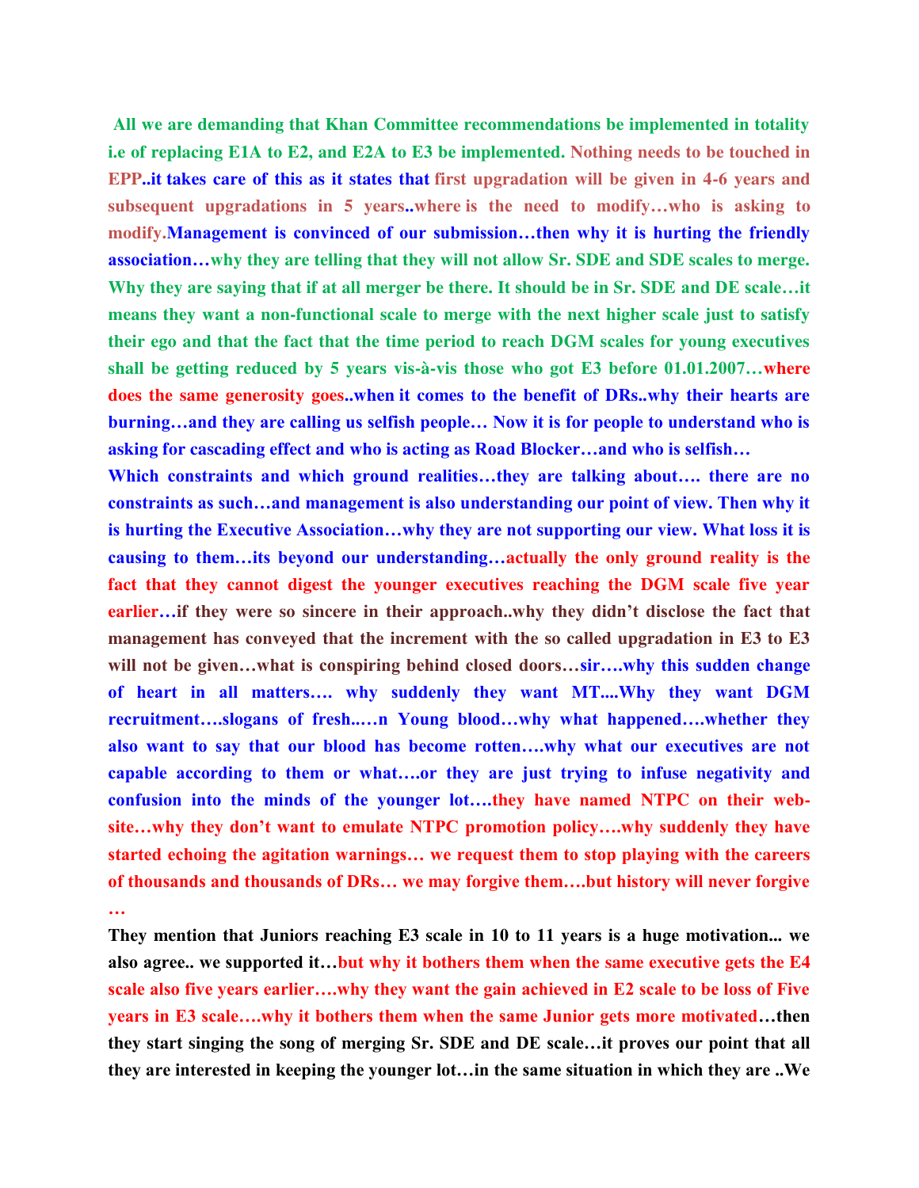**All we are demanding that Khan Committee recommendations be implemented in totality i.e of replacing E1A to E2, and E2A to E3 be implemented. Nothing needs to be touched in EPP..it takes care of this as it states that first upgradation will be given in 4-6 years and subsequent upgradations in 5 years..where is the need to modify…who is asking to modify.Management is convinced of our submission…then why it is hurting the friendly association…why they are telling that they will not allow Sr. SDE and SDE scales to merge. Why they are saying that if at all merger be there. It should be in Sr. SDE and DE scale…it means they want a non-functional scale to merge with the next higher scale just to satisfy their ego and that the fact that the time period to reach DGM scales for young executives shall be getting reduced by 5 years vis-à-vis those who got E3 before 01.01.2007…where does the same generosity goes..when it comes to the benefit of DRs..why their hearts are burning…and they are calling us selfish people… Now it is for people to understand who is asking for cascading effect and who is acting as Road Blocker…and who is selfish…**

**Which constraints and which ground realities…they are talking about…. there are no constraints as such…and management is also understanding our point of view. Then why it is hurting the Executive Association…why they are not supporting our view. What loss it is causing to them…its beyond our understanding…actually the only ground reality is the fact that they cannot digest the younger executives reaching the DGM scale five year earlier…if they were so sincere in their approach..why they didn't disclose the fact that management has conveyed that the increment with the so called upgradation in E3 to E3 will not be given…what is conspiring behind closed doors…sir….why this sudden change of heart in all matters…. why suddenly they want MT....Why they want DGM recruitment….slogans of fresh..…n Young blood…why what happened….whether they also want to say that our blood has become rotten….why what our executives are not capable according to them or what….or they are just trying to infuse negativity and confusion into the minds of the younger lot….they have named NTPC on their web-site…why they don't want to emulate NTPC promotion policy….why suddenly they have started echoing the agitation warnings… we request them to stop playing with the careers of thousands and thousands of DRs… we may forgive them….but history will never forgive …**

**They mention that Juniors reaching E3 scale in 10 to 11 years is a huge motivation... we also agree.. we supported it…but why it bothers them when the same executive gets the E4 scale also five years earlier….why they want the gain achieved in E2 scale to be loss of Five years in E3 scale….why it bothers them when the same Junior gets more motivated…then they start singing the song of merging Sr. SDE and DE scale…it proves our point that all they are interested in keeping the younger lot…in the same situation in which they are ..We**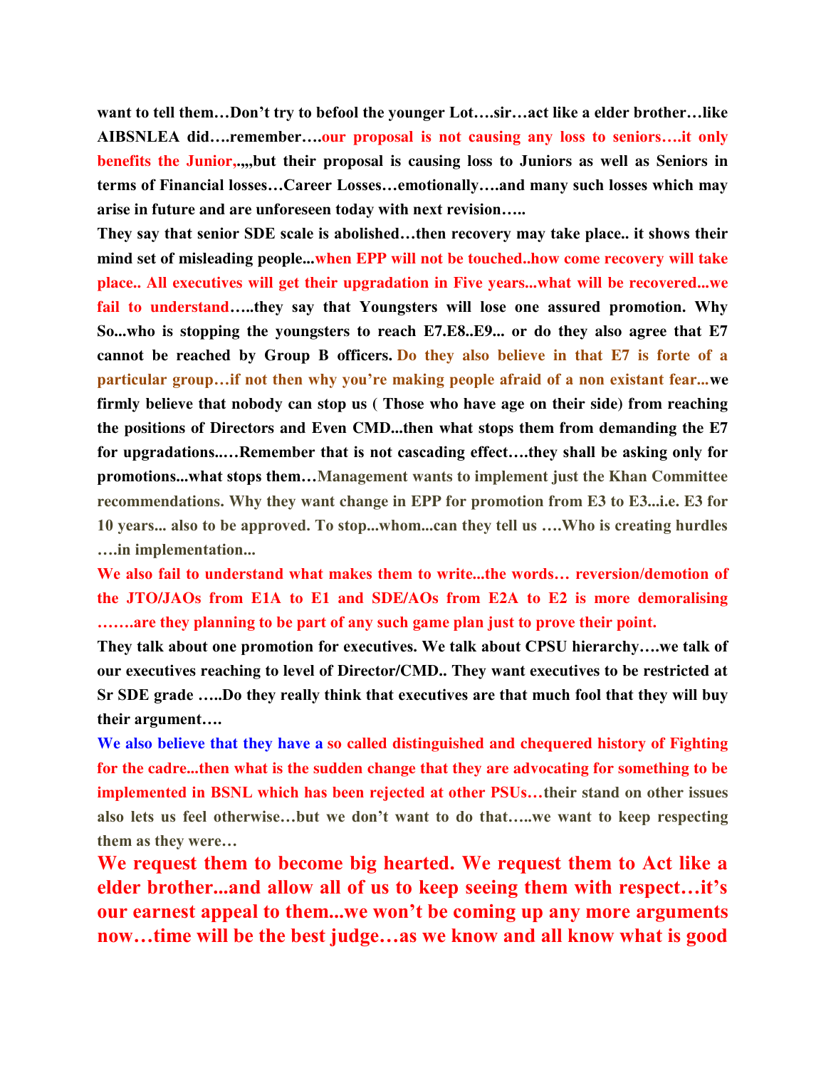**want to tell them…Don't try to befool the younger Lot….sir…act like a elder brother…like AIBSNLEA did….remember….our proposal is not causing any loss to seniors….it only benefits the Junior,.,,,but their proposal is causing loss to Juniors as well as Seniors in terms of Financial losses…Career Losses…emotionally….and many such losses which may arise in future and are unforeseen today with next revision…..**

**They say that senior SDE scale is abolished…then recovery may take place.. it shows their mind set of misleading people...when EPP will not be touched..how come recovery will take place.. All executives will get their upgradation in Five years...what will be recovered...we fail to understand…..they say that Youngsters will lose one assured promotion. Why So...who is stopping the youngsters to reach E7.E8..E9... or do they also agree that E7 cannot be reached by Group B officers. Do they also believe in that E7 is forte of a particular group…if not then why you're making people afraid of a non existant fear...we firmly believe that nobody can stop us ( Those who have age on their side) from reaching the positions of Directors and Even CMD...then what stops them from demanding the E7 for upgradations..…Remember that is not cascading effect….they shall be asking only for promotions...what stops them…Management wants to implement just the Khan Committee recommendations. Why they want change in EPP for promotion from E3 to E3...i.e. E3 for 10 years... also to be approved. To stop...whom...can they tell us ….Who is creating hurdles ….in implementation...**

**We also fail to understand what makes them to write...the words… reversion/demotion of the JTO/JAOs from E1A to E1 and SDE/AOs from E2A to E2 is more demoralising …….are they planning to be part of any such game plan just to prove their point.**

**They talk about one promotion for executives. We talk about CPSU hierarchy….we talk of our executives reaching to level of Director/CMD.. They want executives to be restricted at Sr SDE grade …..Do they really think that executives are that much fool that they will buy their argument….**

**We also believe that they have a so called distinguished and chequered history of Fighting for the cadre...then what is the sudden change that they are advocating for something to be implemented in BSNL which has been rejected at other PSUs…their stand on other issues also lets us feel otherwise…but we don't want to do that…..we want to keep respecting them as they were…**

**We request them to become big hearted. We request them to Act like a elder brother...and allow all of us to keep seeing them with respect…it's our earnest appeal to them...we won't be coming up any more arguments now…time will be the best judge…as we know and all know what is good**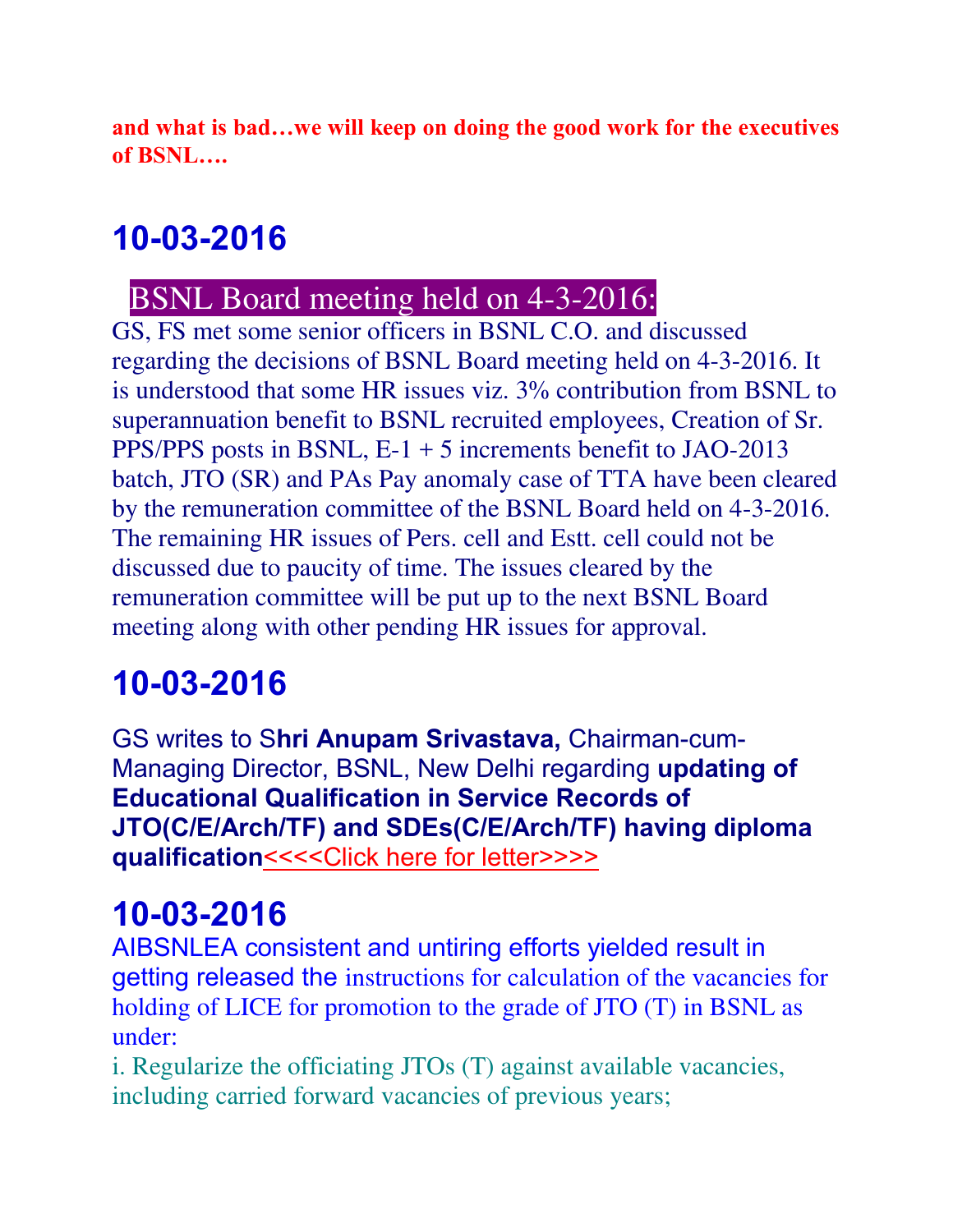**and what is bad…we will keep on doing the good work for the executives of BSNL….**

## 10-03-2016

### BSNL Board meeting held on 4-3-2016:

GS, FS met some senior officers in BSNL C.O. and discussed regarding the decisions of BSNL Board meeting held on 4-3-2016. It is understood that some HR issues viz. 3% contribution from BSNL to superannuation benefit to BSNL recruited employees, Creation of Sr. PPS/PPS posts in BSNL, E-1 + 5 increments benefit to JAO-2013 batch, JTO (SR) and PAs Pay anomaly case of TTA have been cleared by the remuneration committee of the BSNL Board held on 4-3-2016. The remaining HR issues of Pers. cell and Estt. cell could not be discussed due to paucity of time. The issues cleared by the remuneration committee will be put up to the next BSNL Board meeting along with other pending HR issues for approval.

## 10-03-2016

GS writes to S**hri Anupam Srivastava,** Chairman-cum-Managing Director, BSNL, New Delhi regarding **updating of Educational Qualification in Service Records of JTO(C/E/Arch/TF) and SDEs(C/E/Arch/TF) having diploma qualification**<<<<Click here for letter>>>>

## 10-03-2016

AIBSNLEA consistent and untiring efforts yielded result in getting released the instructions for calculation of the vacancies for holding of LICE for promotion to the grade of JTO (T) in BSNL as under:

i. Regularize the officiating JTOs (T) against available vacancies, including carried forward vacancies of previous years;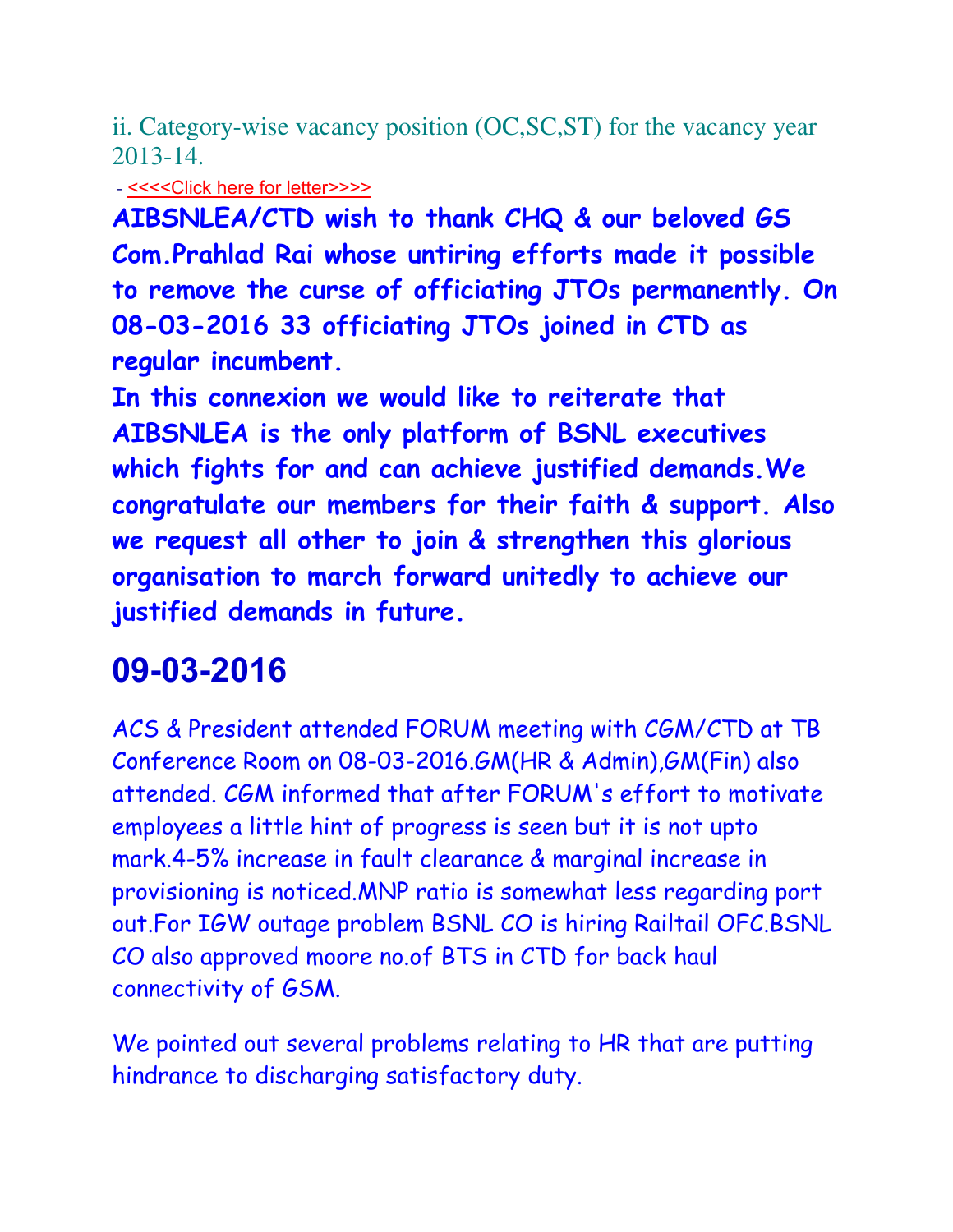ii. Category-wise vacancy position (OC,SC,ST) for the vacancy year 2013-14.

- <<<<Click here for letter>>>>

**AIBSNLEA/CTD wish to thank CHQ & our beloved GS Com.Prahlad Rai whose untiring efforts made it possible to remove the curse of officiating JTOs permanently. On 08-03-2016 33 officiating JTOs joined in CTD as regular incumbent.**

**In this connexion we would like to reiterate that AIBSNLEA is the only platform of BSNL executives which fights for and can achieve justified demands.We congratulate our members for their faith & support. Also we request all other to join & strengthen this glorious organisation to march forward unitedly to achieve our justified demands in future.**

## 09-03-2016

ACS & President attended FORUM meeting with CGM/CTD at TB Conference Room on 08-03-2016.GM(HR & Admin),GM(Fin) also attended. CGM informed that after FORUM's effort to motivate employees a little hint of progress is seen but it is not upto mark.4-5% increase in fault clearance & marginal increase in provisioning is noticed.MNP ratio is somewhat less regarding port out.For IGW outage problem BSNL CO is hiring Railtail OFC.BSNL CO also approved moore no.of BTS in CTD for back haul connectivity of GSM.

We pointed out several problems relating to HR that are putting hindrance to discharging satisfactory duty.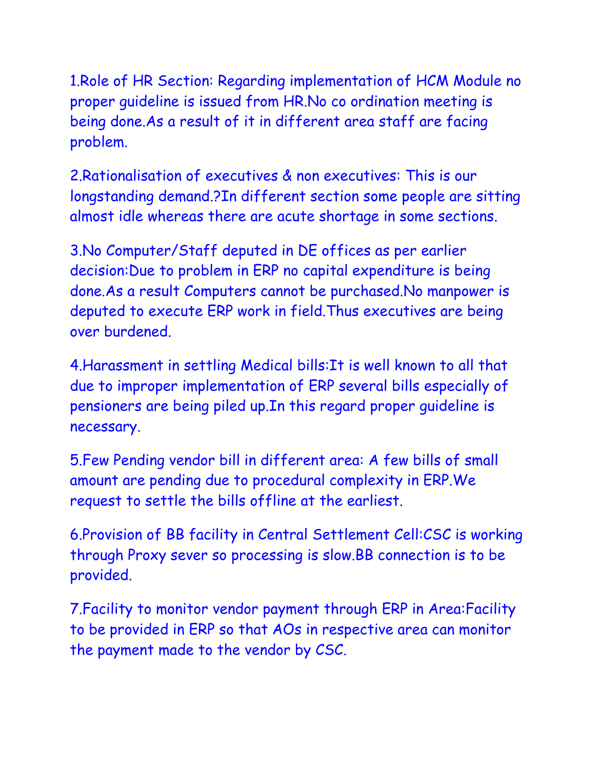1.Role of HR Section: Regarding implementation of HCM Module no proper guideline is issued from HR.No co ordination meeting is being done.As a result of it in different area staff are facing problem.

2.Rationalisation of executives & non executives: This is our longstanding demand.?In different section some people are sitting almost idle whereas there are acute shortage in some sections.

3.No Computer/Staff deputed in DE offices as per earlier decision:Due to problem in ERP no capital expenditure is being done.As a result Computers cannot be purchased.No manpower is deputed to execute ERP work in field.Thus executives are being over burdened.

4.Harassment in settling Medical bills:It is well known to all that due to improper implementation of ERP several bills especially of pensioners are being piled up.In this regard proper guideline is necessary.

5.Few Pending vendor bill in different area: A few bills of small amount are pending due to procedural complexity in ERP.We request to settle the bills offline at the earliest.

6.Provision of BB facility in Central Settlement Cell:CSC is working through Proxy sever so processing is slow.BB connection is to be provided.

7.Facility to monitor vendor payment through ERP in Area:Facility to be provided in ERP so that AOs in respective area can monitor the payment made to the vendor by CSC.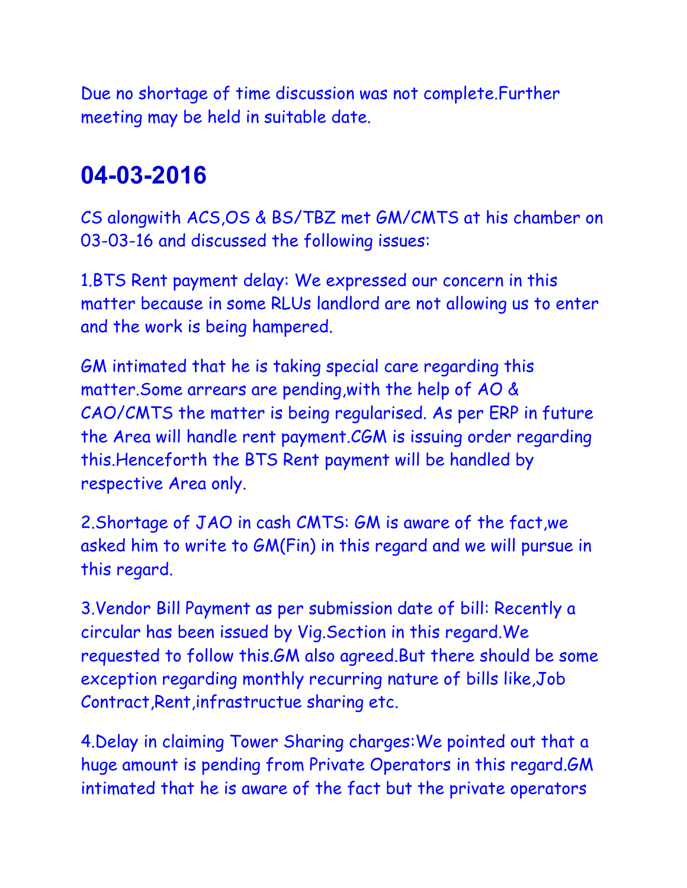Due no shortage of time discussion was not complete.Further meeting may be held in suitable date.

## 04-03-2016

CS alongwith ACS,OS & BS/TBZ met GM/CMTS at his chamber on 03-03-16 and discussed the following issues:

1.BTS Rent payment delay: We expressed our concern in this matter because in some RLUs landlord are not allowing us to enter and the work is being hampered.

GM intimated that he is taking special care regarding this matter.Some arrears are pending,with the help of AO & CAO/CMTS the matter is being regularised. As per ERP in future the Area will handle rent payment.CGM is issuing order regarding this.Henceforth the BTS Rent payment will be handled by respective Area only.

2.Shortage of JAO in cash CMTS: GM is aware of the fact,we asked him to write to GM(Fin) in this regard and we will pursue in this regard.

3.Vendor Bill Payment as per submission date of bill: Recently a circular has been issued by Vig.Section in this regard.We requested to follow this.GM also agreed.But there should be some exception regarding monthly recurring nature of bills like,Job Contract,Rent,infrastructue sharing etc.

4.Delay in claiming Tower Sharing charges:We pointed out that a huge amount is pending from Private Operators in this regard.GM intimated that he is aware of the fact but the private operators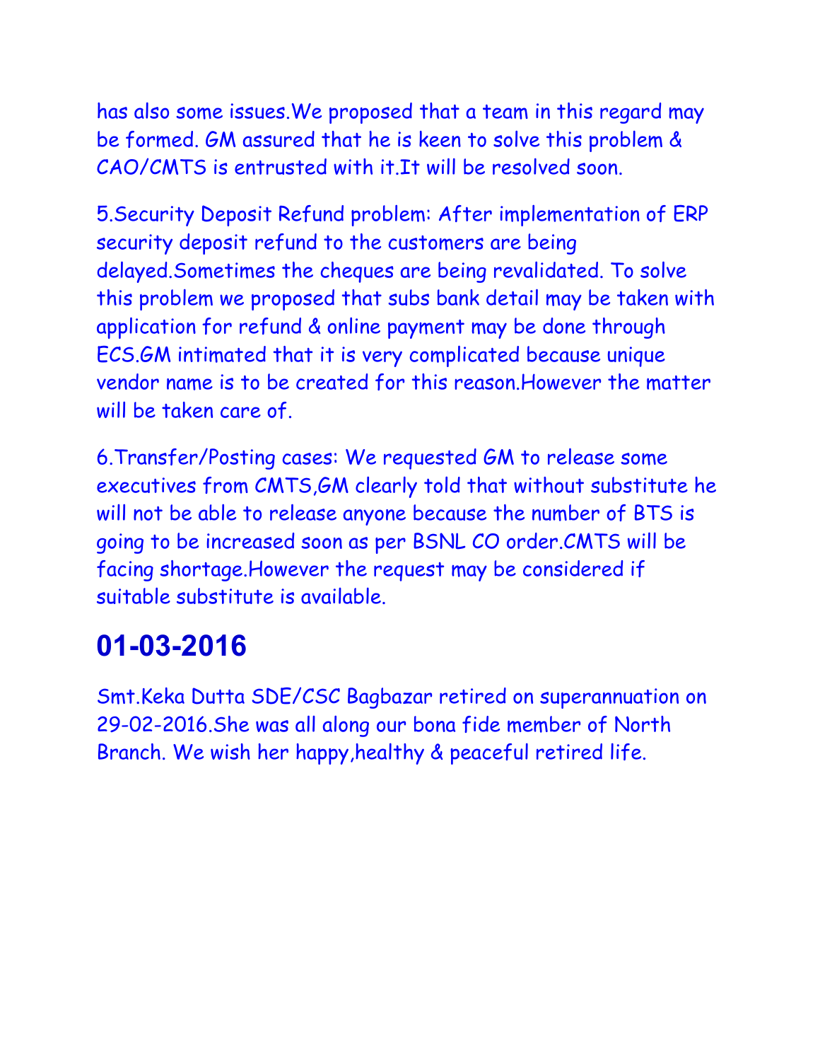has also some issues.We proposed that a team in this regard may be formed. GM assured that he is keen to solve this problem & CAO/CMTS is entrusted with it.It will be resolved soon.

5.Security Deposit Refund problem: After implementation of ERP security deposit refund to the customers are being delayed.Sometimes the cheques are being revalidated. To solve this problem we proposed that subs bank detail may be taken with application for refund & online payment may be done through ECS.GM intimated that it is very complicated because unique vendor name is to be created for this reason.However the matter will be taken care of.

6.Transfer/Posting cases: We requested GM to release some executives from CMTS,GM clearly told that without substitute he will not be able to release anyone because the number of BTS is going to be increased soon as per BSNL CO order.CMTS will be facing shortage.However the request may be considered if suitable substitute is available.

## 01-03-2016

Smt.Keka Dutta SDE/CSC Bagbazar retired on superannuation on 29-02-2016.She was all along our bona fide member of North Branch. We wish her happy,healthy & peaceful retired life.